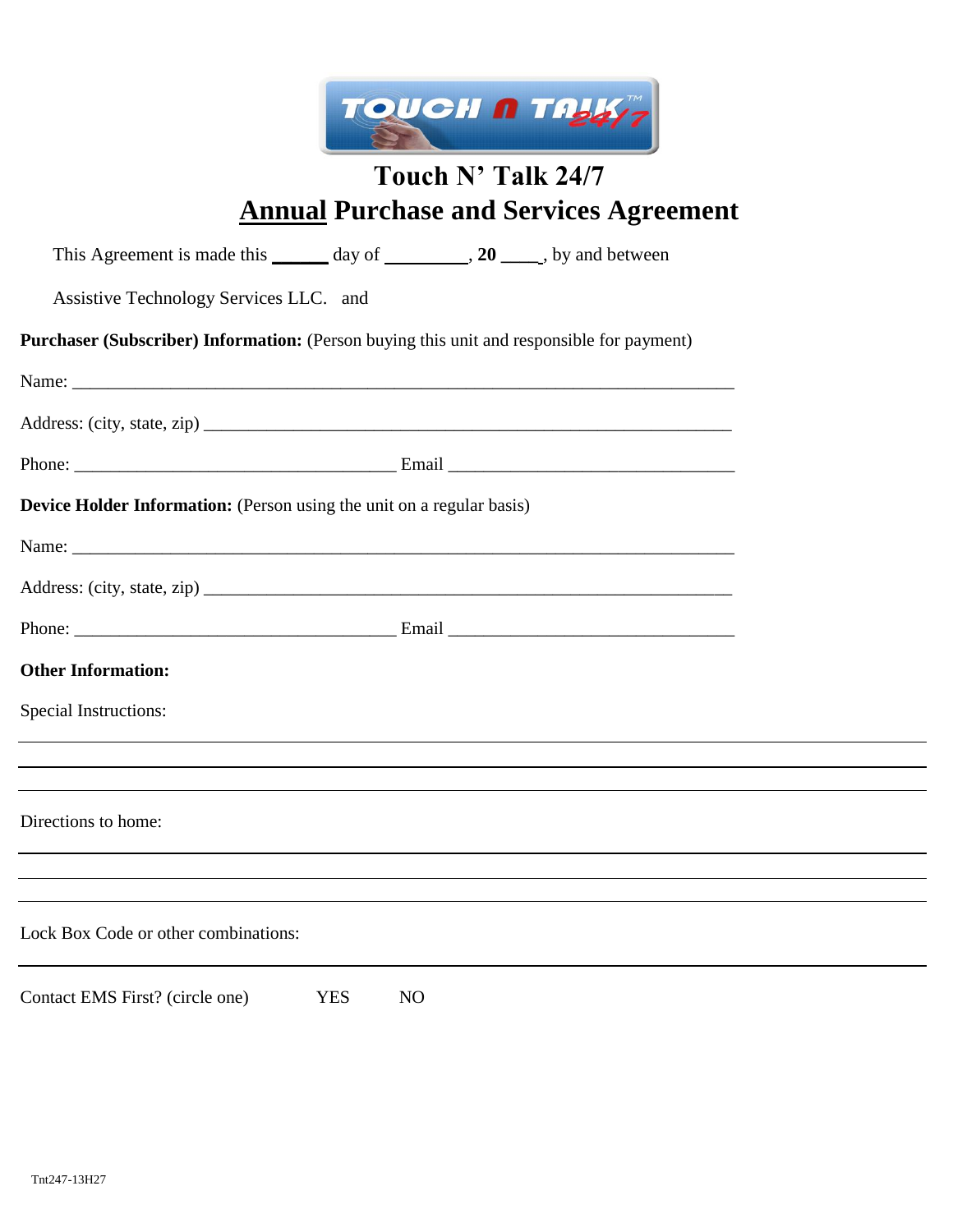# Touch N' Talk 24/7

## Annual Purchase and Services Agreement

This Agreement is made this ______ day of _________, **20** ____, by and between

Assistive Technology Services LLC. and

**Purchaser (Subscriber) Information:** (Person buying this unit and responsible for payment)

Name: ___________________________________________________________________________

Address: (city, state, zip) _____________________________________________________________

Phone: ____________________________________ Email ________________________________

**Device Holder Information:** (Person using the unit on a regular basis)

Name: ___________________________________________________________________________

Address: (city, state, zip) _____________________________________________________________

Phone: ____________________________________ Email ________________________________

**Other Information:**

Special Instructions:

_____________________________________________________________________________________

_____________________________________________________________________________________

_____________________________________________________________________________________

Directions to home:

_____________________________________________________________________________________

_____________________________________________________________________________________

_____________________________________________________________________________________

Lock Box Code or other combinations:

_____________________________________________________________________________________

Contact EMS First? (circle one) YES NO

Tnt247-13H27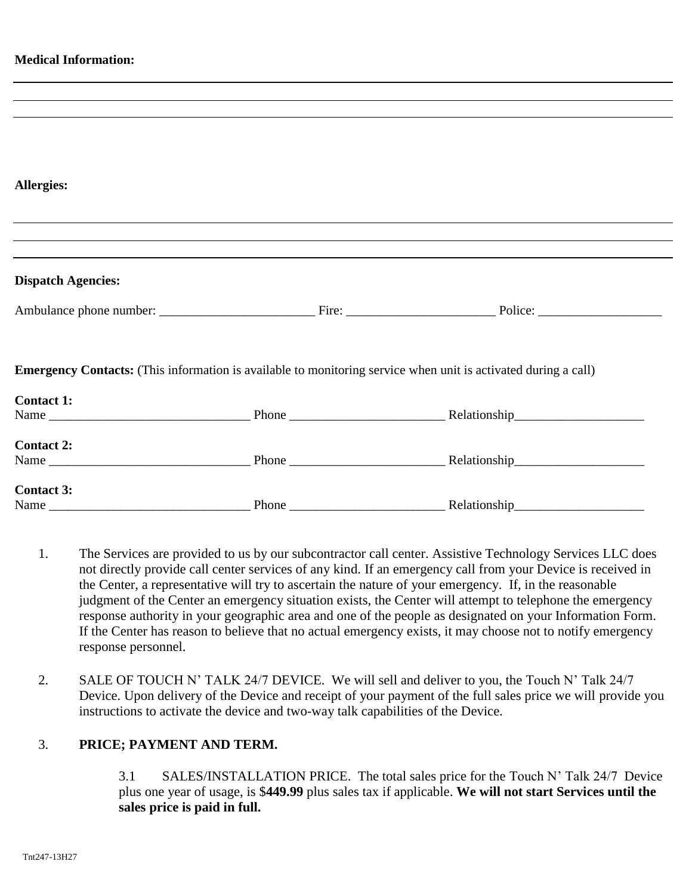**Medical Information:**

---

---

---

**Allergies:**

---

---

---

**Dispatch Agencies:**

Ambulance phone number: ________________________ Fire: _______________________ Police: ___________________

**Emergency Contacts:** (This information is available to monitoring service when unit is activated during a call)

**Contact 1:**
Name _______________________________ Phone ________________________ Relationship____________________

**Contact 2:**
Name _______________________________ Phone ________________________ Relationship____________________

**Contact 3:**
Name _______________________________ Phone ________________________ Relationship____________________

1. The Services are provided to us by our subcontractor call center. Assistive Technology Services LLC does not directly provide call center services of any kind. If an emergency call from your Device is received in the Center, a representative will try to ascertain the nature of your emergency. If, in the reasonable judgment of the Center an emergency situation exists, the Center will attempt to telephone the emergency response authority in your geographic area and one of the people as designated on your Information Form. If the Center has reason to believe that no actual emergency exists, it may choose not to notify emergency response personnel.

2. SALE OF TOUCH N' TALK 24/7 DEVICE. We will sell and deliver to you, the Touch N' Talk 24/7 Device. Upon delivery of the Device and receipt of your payment of the full sales price we will provide you instructions to activate the device and two-way talk capabilities of the Device.

3. **PRICE; PAYMENT AND TERM.**

   3.1 SALES/INSTALLATION PRICE. The total sales price for the Touch N' Talk 24/7 Device plus one year of usage, is $**449.99** plus sales tax if applicable. **We will not start Services until the sales price is paid in full.**

Tnt247-13H27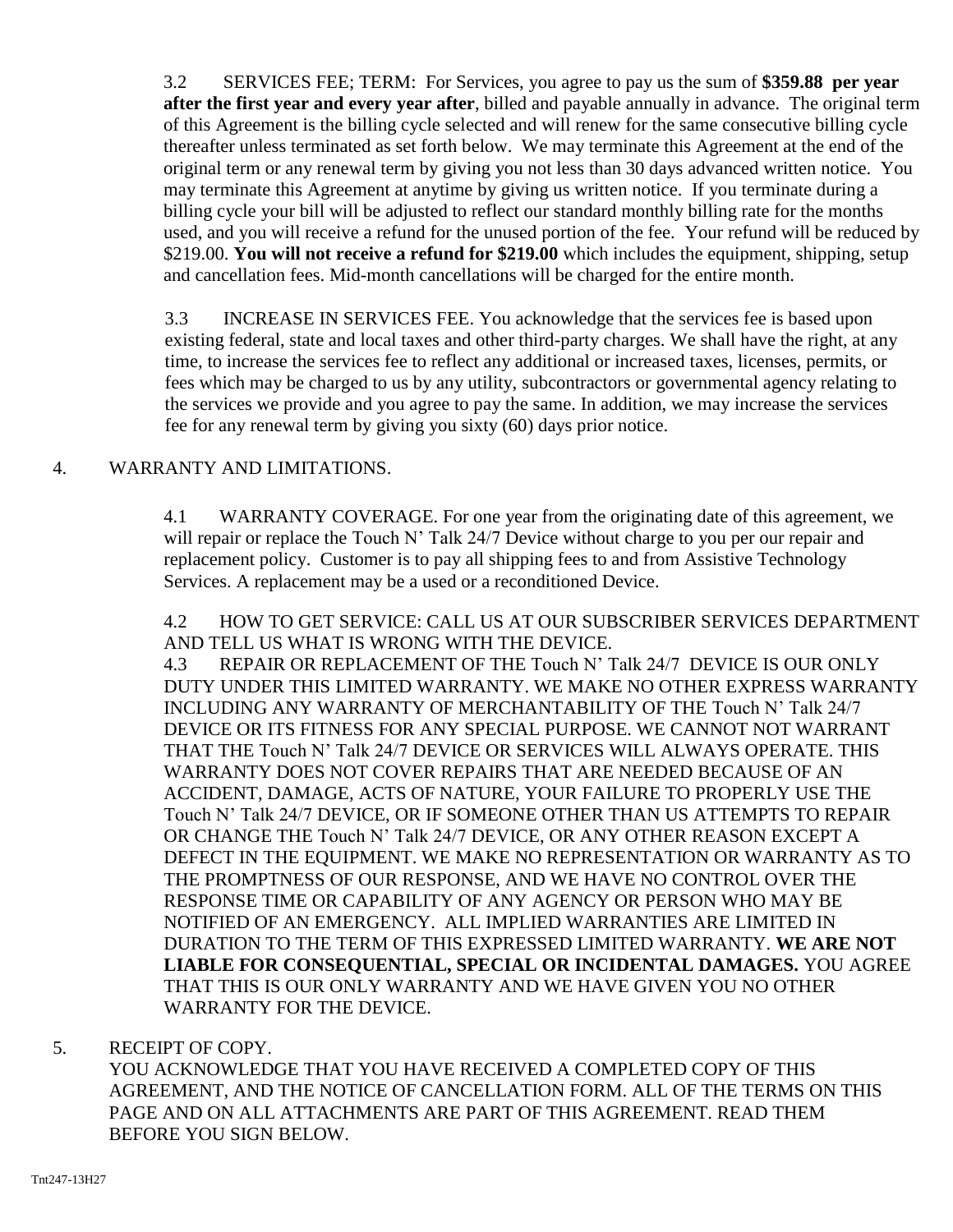3.2 SERVICES FEE; TERM: For Services, you agree to pay us the sum of **$359.88 per year after the first year and every year after**, billed and payable annually in advance. The original term of this Agreement is the billing cycle selected and will renew for the same consecutive billing cycle thereafter unless terminated as set forth below. We may terminate this Agreement at the end of the original term or any renewal term by giving you not less than 30 days advanced written notice. You may terminate this Agreement at anytime by giving us written notice. If you terminate during a billing cycle your bill will be adjusted to reflect our standard monthly billing rate for the months used, and you will receive a refund for the unused portion of the fee. Your refund will be reduced by $219.00. **You will not receive a refund for $219.00** which includes the equipment, shipping, setup and cancellation fees. Mid-month cancellations will be charged for the entire month.

3.3 INCREASE IN SERVICES FEE. You acknowledge that the services fee is based upon existing federal, state and local taxes and other third-party charges. We shall have the right, at any time, to increase the services fee to reflect any additional or increased taxes, licenses, permits, or fees which may be charged to us by any utility, subcontractors or governmental agency relating to the services we provide and you agree to pay the same. In addition, we may increase the services fee for any renewal term by giving you sixty (60) days prior notice.

4. WARRANTY AND LIMITATIONS.

4.1 WARRANTY COVERAGE. For one year from the originating date of this agreement, we will repair or replace the Touch N' Talk 24/7 Device without charge to you per our repair and replacement policy. Customer is to pay all shipping fees to and from Assistive Technology Services. A replacement may be a used or a reconditioned Device.

4.2 HOW TO GET SERVICE: CALL US AT OUR SUBSCRIBER SERVICES DEPARTMENT AND TELL US WHAT IS WRONG WITH THE DEVICE.

4.3 REPAIR OR REPLACEMENT OF THE Touch N' Talk 24/7 DEVICE IS OUR ONLY DUTY UNDER THIS LIMITED WARRANTY. WE MAKE NO OTHER EXPRESS WARRANTY INCLUDING ANY WARRANTY OF MERCHANTABILITY OF THE Touch N' Talk 24/7 DEVICE OR ITS FITNESS FOR ANY SPECIAL PURPOSE. WE CANNOT NOT WARRANT THAT THE Touch N' Talk 24/7 DEVICE OR SERVICES WILL ALWAYS OPERATE. THIS WARRANTY DOES NOT COVER REPAIRS THAT ARE NEEDED BECAUSE OF AN ACCIDENT, DAMAGE, ACTS OF NATURE, YOUR FAILURE TO PROPERLY USE THE Touch N' Talk 24/7 DEVICE, OR IF SOMEONE OTHER THAN US ATTEMPTS TO REPAIR OR CHANGE THE Touch N' Talk 24/7 DEVICE, OR ANY OTHER REASON EXCEPT A DEFECT IN THE EQUIPMENT. WE MAKE NO REPRESENTATION OR WARRANTY AS TO THE PROMPTNESS OF OUR RESPONSE, AND WE HAVE NO CONTROL OVER THE RESPONSE TIME OR CAPABILITY OF ANY AGENCY OR PERSON WHO MAY BE NOTIFIED OF AN EMERGENCY. ALL IMPLIED WARRANTIES ARE LIMITED IN DURATION TO THE TERM OF THIS EXPRESSED LIMITED WARRANTY. **WE ARE NOT LIABLE FOR CONSEQUENTIAL, SPECIAL OR INCIDENTAL DAMAGES.** YOU AGREE THAT THIS IS OUR ONLY WARRANTY AND WE HAVE GIVEN YOU NO OTHER WARRANTY FOR THE DEVICE.

5. RECEIPT OF COPY.

YOU ACKNOWLEDGE THAT YOU HAVE RECEIVED A COMPLETED COPY OF THIS AGREEMENT, AND THE NOTICE OF CANCELLATION FORM. ALL OF THE TERMS ON THIS PAGE AND ON ALL ATTACHMENTS ARE PART OF THIS AGREEMENT. READ THEM BEFORE YOU SIGN BELOW.

Tnt247-13H27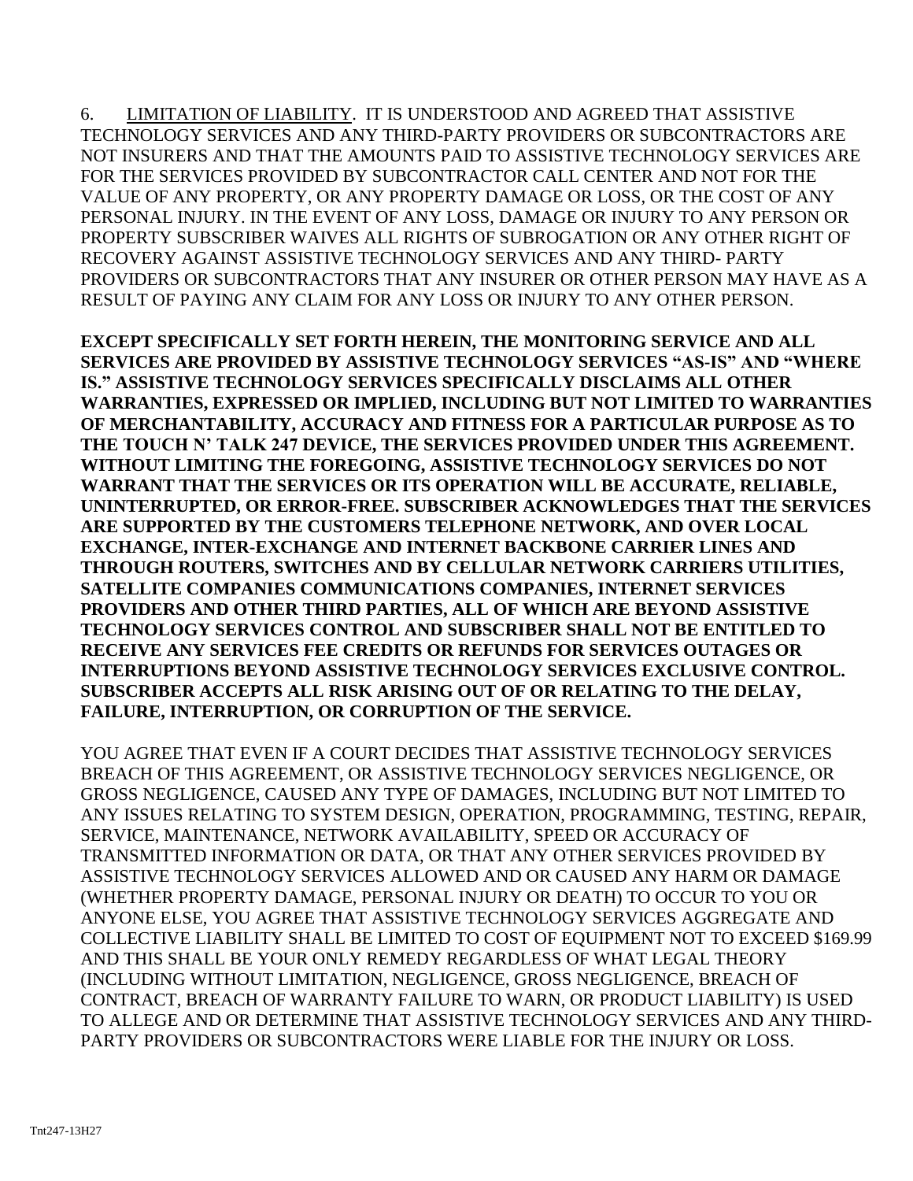6. <u>LIMITATION OF LIABILITY</u>. IT IS UNDERSTOOD AND AGREED THAT ASSISTIVE TECHNOLOGY SERVICES AND ANY THIRD-PARTY PROVIDERS OR SUBCONTRACTORS ARE NOT INSURERS AND THAT THE AMOUNTS PAID TO ASSISTIVE TECHNOLOGY SERVICES ARE FOR THE SERVICES PROVIDED BY SUBCONTRACTOR CALL CENTER AND NOT FOR THE VALUE OF ANY PROPERTY, OR ANY PROPERTY DAMAGE OR LOSS, OR THE COST OF ANY PERSONAL INJURY. IN THE EVENT OF ANY LOSS, DAMAGE OR INJURY TO ANY PERSON OR PROPERTY SUBSCRIBER WAIVES ALL RIGHTS OF SUBROGATION OR ANY OTHER RIGHT OF RECOVERY AGAINST ASSISTIVE TECHNOLOGY SERVICES AND ANY THIRD- PARTY PROVIDERS OR SUBCONTRACTORS THAT ANY INSURER OR OTHER PERSON MAY HAVE AS A RESULT OF PAYING ANY CLAIM FOR ANY LOSS OR INJURY TO ANY OTHER PERSON.

**EXCEPT SPECIFICALLY SET FORTH HEREIN, THE MONITORING SERVICE AND ALL SERVICES ARE PROVIDED BY ASSISTIVE TECHNOLOGY SERVICES "AS-IS" AND "WHERE IS." ASSISTIVE TECHNOLOGY SERVICES SPECIFICALLY DISCLAIMS ALL OTHER WARRANTIES, EXPRESSED OR IMPLIED, INCLUDING BUT NOT LIMITED TO WARRANTIES OF MERCHANTABILITY, ACCURACY AND FITNESS FOR A PARTICULAR PURPOSE AS TO THE TOUCH N' TALK 247 DEVICE, THE SERVICES PROVIDED UNDER THIS AGREEMENT. WITHOUT LIMITING THE FOREGOING, ASSISTIVE TECHNOLOGY SERVICES DO NOT WARRANT THAT THE SERVICES OR ITS OPERATION WILL BE ACCURATE, RELIABLE, UNINTERRUPTED, OR ERROR-FREE. SUBSCRIBER ACKNOWLEDGES THAT THE SERVICES ARE SUPPORTED BY THE CUSTOMERS TELEPHONE NETWORK, AND OVER LOCAL EXCHANGE, INTER-EXCHANGE AND INTERNET BACKBONE CARRIER LINES AND THROUGH ROUTERS, SWITCHES AND BY CELLULAR NETWORK CARRIERS UTILITIES, SATELLITE COMPANIES COMMUNICATIONS COMPANIES, INTERNET SERVICES PROVIDERS AND OTHER THIRD PARTIES, ALL OF WHICH ARE BEYOND ASSISTIVE TECHNOLOGY SERVICES CONTROL AND SUBSCRIBER SHALL NOT BE ENTITLED TO RECEIVE ANY SERVICES FEE CREDITS OR REFUNDS FOR SERVICES OUTAGES OR INTERRUPTIONS BEYOND ASSISTIVE TECHNOLOGY SERVICES EXCLUSIVE CONTROL. SUBSCRIBER ACCEPTS ALL RISK ARISING OUT OF OR RELATING TO THE DELAY, FAILURE, INTERRUPTION, OR CORRUPTION OF THE SERVICE.**

YOU AGREE THAT EVEN IF A COURT DECIDES THAT ASSISTIVE TECHNOLOGY SERVICES BREACH OF THIS AGREEMENT, OR ASSISTIVE TECHNOLOGY SERVICES NEGLIGENCE, OR GROSS NEGLIGENCE, CAUSED ANY TYPE OF DAMAGES, INCLUDING BUT NOT LIMITED TO ANY ISSUES RELATING TO SYSTEM DESIGN, OPERATION, PROGRAMMING, TESTING, REPAIR, SERVICE, MAINTENANCE, NETWORK AVAILABILITY, SPEED OR ACCURACY OF TRANSMITTED INFORMATION OR DATA, OR THAT ANY OTHER SERVICES PROVIDED BY ASSISTIVE TECHNOLOGY SERVICES ALLOWED AND OR CAUSED ANY HARM OR DAMAGE (WHETHER PROPERTY DAMAGE, PERSONAL INJURY OR DEATH) TO OCCUR TO YOU OR ANYONE ELSE, YOU AGREE THAT ASSISTIVE TECHNOLOGY SERVICES AGGREGATE AND COLLECTIVE LIABILITY SHALL BE LIMITED TO COST OF EQUIPMENT NOT TO EXCEED $169.99 AND THIS SHALL BE YOUR ONLY REMEDY REGARDLESS OF WHAT LEGAL THEORY (INCLUDING WITHOUT LIMITATION, NEGLIGENCE, GROSS NEGLIGENCE, BREACH OF CONTRACT, BREACH OF WARRANTY FAILURE TO WARN, OR PRODUCT LIABILITY) IS USED TO ALLEGE AND OR DETERMINE THAT ASSISTIVE TECHNOLOGY SERVICES AND ANY THIRD-PARTY PROVIDERS OR SUBCONTRACTORS WERE LIABLE FOR THE INJURY OR LOSS.

Tnt247-13H27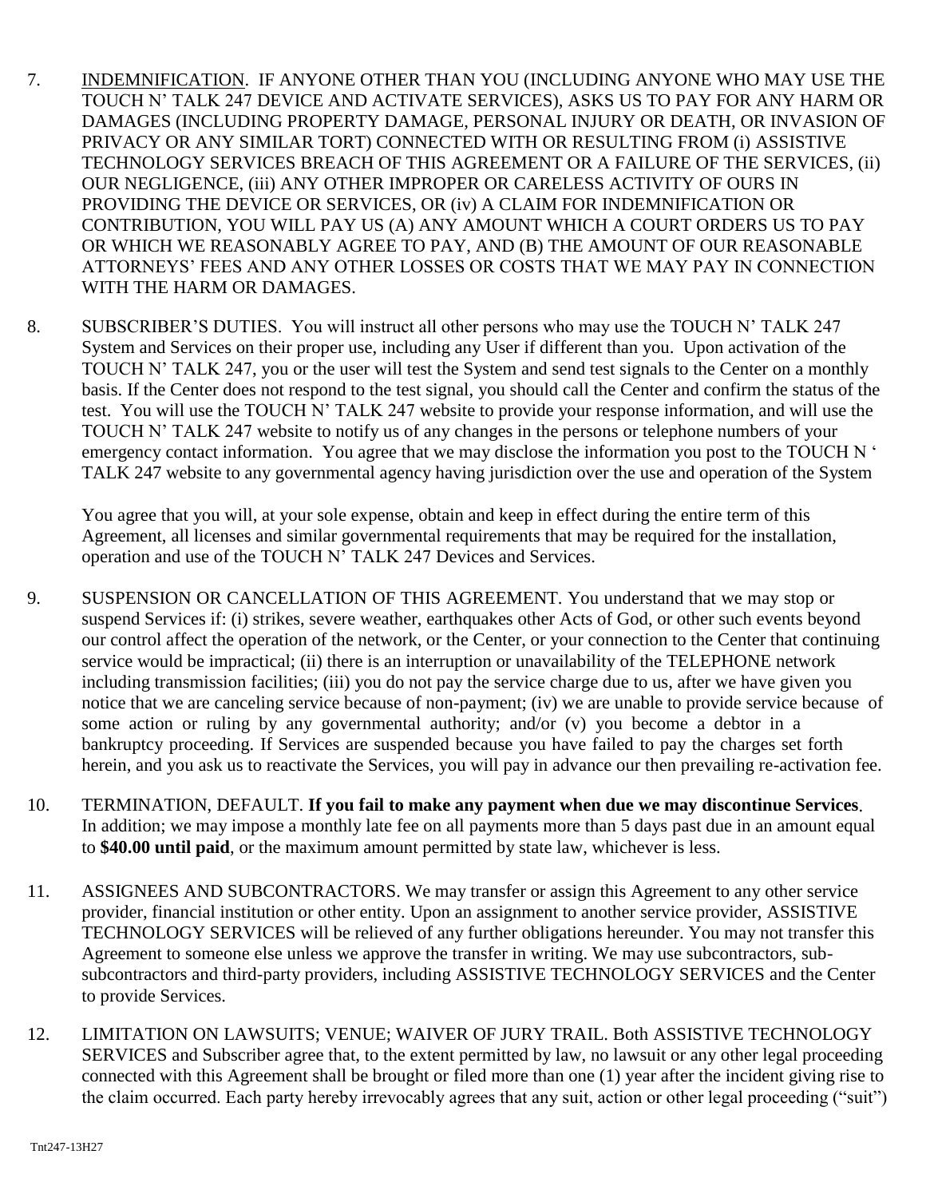7. <u>INDEMNIFICATION</u>. IF ANYONE OTHER THAN YOU (INCLUDING ANYONE WHO MAY USE THE TOUCH N' TALK 247 DEVICE AND ACTIVATE SERVICES), ASKS US TO PAY FOR ANY HARM OR DAMAGES (INCLUDING PROPERTY DAMAGE, PERSONAL INJURY OR DEATH, OR INVASION OF PRIVACY OR ANY SIMILAR TORT) CONNECTED WITH OR RESULTING FROM (i) ASSISTIVE TECHNOLOGY SERVICES BREACH OF THIS AGREEMENT OR A FAILURE OF THE SERVICES, (ii) OUR NEGLIGENCE, (iii) ANY OTHER IMPROPER OR CARELESS ACTIVITY OF OURS IN PROVIDING THE DEVICE OR SERVICES, OR (iv) A CLAIM FOR INDEMNIFICATION OR CONTRIBUTION, YOU WILL PAY US (A) ANY AMOUNT WHICH A COURT ORDERS US TO PAY OR WHICH WE REASONABLY AGREE TO PAY, AND (B) THE AMOUNT OF OUR REASONABLE ATTORNEYS' FEES AND ANY OTHER LOSSES OR COSTS THAT WE MAY PAY IN CONNECTION WITH THE HARM OR DAMAGES.

8. SUBSCRIBER'S DUTIES. You will instruct all other persons who may use the TOUCH N' TALK 247 System and Services on their proper use, including any User if different than you. Upon activation of the TOUCH N' TALK 247, you or the user will test the System and send test signals to the Center on a monthly basis. If the Center does not respond to the test signal, you should call the Center and confirm the status of the test. You will use the TOUCH N' TALK 247 website to provide your response information, and will use the TOUCH N' TALK 247 website to notify us of any changes in the persons or telephone numbers of your emergency contact information. You agree that we may disclose the information you post to the TOUCH N ' TALK 247 website to any governmental agency having jurisdiction over the use and operation of the System

   You agree that you will, at your sole expense, obtain and keep in effect during the entire term of this Agreement, all licenses and similar governmental requirements that may be required for the installation, operation and use of the TOUCH N' TALK 247 Devices and Services.

9. SUSPENSION OR CANCELLATION OF THIS AGREEMENT. You understand that we may stop or suspend Services if: (i) strikes, severe weather, earthquakes other Acts of God, or other such events beyond our control affect the operation of the network, or the Center, or your connection to the Center that continuing service would be impractical; (ii) there is an interruption or unavailability of the TELEPHONE network including transmission facilities; (iii) you do not pay the service charge due to us, after we have given you notice that we are canceling service because of non-payment; (iv) we are unable to provide service because of some action or ruling by any governmental authority; and/or (v) you become a debtor in a bankruptcy proceeding. If Services are suspended because you have failed to pay the charges set forth herein, and you ask us to reactivate the Services, you will pay in advance our then prevailing re-activation fee.

10. TERMINATION, DEFAULT. **If you fail to make any payment when due we may discontinue Services**. In addition; we may impose a monthly late fee on all payments more than 5 days past due in an amount equal to **$40.00 until paid**, or the maximum amount permitted by state law, whichever is less.

11. ASSIGNEES AND SUBCONTRACTORS. We may transfer or assign this Agreement to any other service provider, financial institution or other entity. Upon an assignment to another service provider, ASSISTIVE TECHNOLOGY SERVICES will be relieved of any further obligations hereunder. You may not transfer this Agreement to someone else unless we approve the transfer in writing. We may use subcontractors, sub-subcontractors and third-party providers, including ASSISTIVE TECHNOLOGY SERVICES and the Center to provide Services.

12. LIMITATION ON LAWSUITS; VENUE; WAIVER OF JURY TRAIL. Both ASSISTIVE TECHNOLOGY SERVICES and Subscriber agree that, to the extent permitted by law, no lawsuit or any other legal proceeding connected with this Agreement shall be brought or filed more than one (1) year after the incident giving rise to the claim occurred. Each party hereby irrevocably agrees that any suit, action or other legal proceeding ("suit")

Tnt247-13H27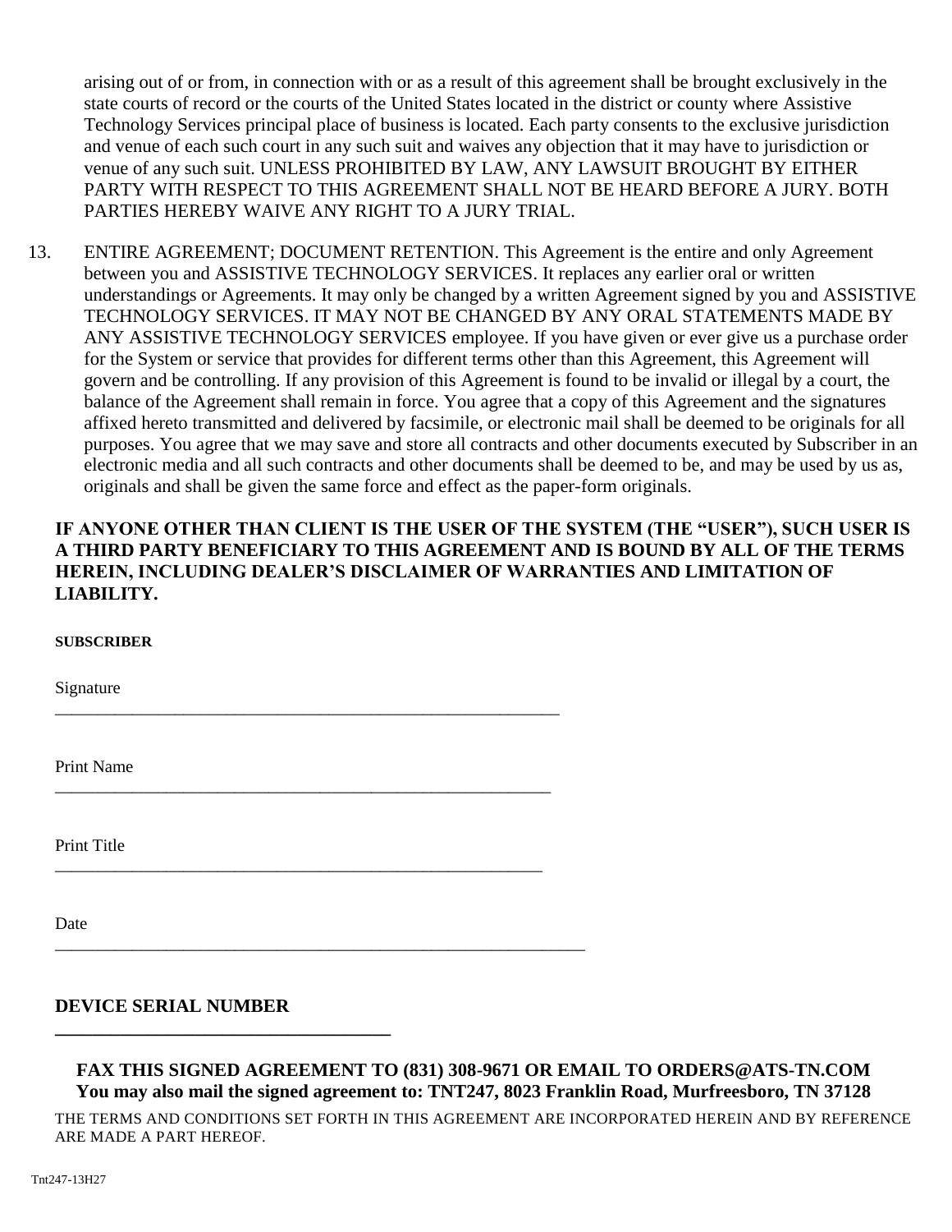arising out of or from, in connection with or as a result of this agreement shall be brought exclusively in the state courts of record or the courts of the United States located in the district or county where Assistive Technology Services principal place of business is located. Each party consents to the exclusive jurisdiction and venue of each such court in any such suit and waives any objection that it may have to jurisdiction or venue of any such suit. UNLESS PROHIBITED BY LAW, ANY LAWSUIT BROUGHT BY EITHER PARTY WITH RESPECT TO THIS AGREEMENT SHALL NOT BE HEARD BEFORE A JURY. BOTH PARTIES HEREBY WAIVE ANY RIGHT TO A JURY TRIAL.

13. ENTIRE AGREEMENT; DOCUMENT RETENTION. This Agreement is the entire and only Agreement between you and ASSISTIVE TECHNOLOGY SERVICES. It replaces any earlier oral or written understandings or Agreements. It may only be changed by a written Agreement signed by you and ASSISTIVE TECHNOLOGY SERVICES. IT MAY NOT BE CHANGED BY ANY ORAL STATEMENTS MADE BY ANY ASSISTIVE TECHNOLOGY SERVICES employee. If you have given or ever give us a purchase order for the System or service that provides for different terms other than this Agreement, this Agreement will govern and be controlling. If any provision of this Agreement is found to be invalid or illegal by a court, the balance of the Agreement shall remain in force. You agree that a copy of this Agreement and the signatures affixed hereto transmitted and delivered by facsimile, or electronic mail shall be deemed to be originals for all purposes. You agree that we may save and store all contracts and other documents executed by Subscriber in an electronic media and all such contracts and other documents shall be deemed to be, and may be used by us as, originals and shall be given the same force and effect as the paper-form originals.

**IF ANYONE OTHER THAN CLIENT IS THE USER OF THE SYSTEM (THE "USER"), SUCH USER IS A THIRD PARTY BENEFICIARY TO THIS AGREEMENT AND IS BOUND BY ALL OF THE TERMS HEREIN, INCLUDING DEALER'S DISCLAIMER OF WARRANTIES AND LIMITATION OF LIABILITY.**

**SUBSCRIBER**

Signature

______________________________________________________________

Print Name

______________________________________________________________

Print Title

______________________________________________________________

Date

______________________________________________________________

**DEVICE SERIAL NUMBER**

**______________________________________**

**FAX THIS SIGNED AGREEMENT TO (831) 308-9671 OR EMAIL TO ORDERS@ATS-TN.COM**
**You may also mail the signed agreement to: TNT247, 8023 Franklin Road, Murfreesboro, TN 37128**

THE TERMS AND CONDITIONS SET FORTH IN THIS AGREEMENT ARE INCORPORATED HEREIN AND BY REFERENCE ARE MADE A PART HEREOF.

Tnt247-13H27